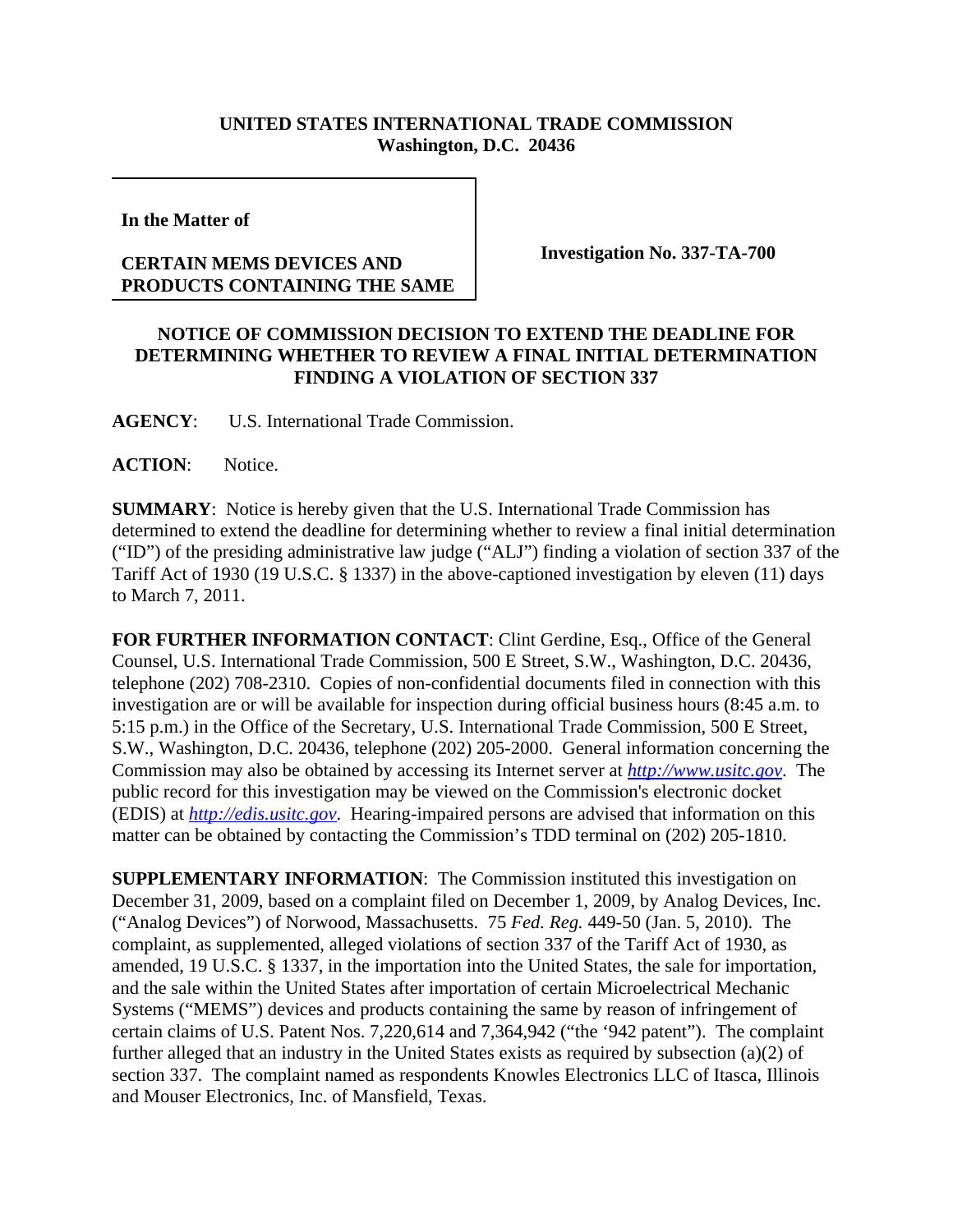**UNITED STATES INTERNATIONAL TRADE COMMISSION**
**Washington, D.C. 20436**

| **In the Matter of** **CERTAIN MEMS DEVICES AND PRODUCTS CONTAINING THE SAME** | **Investigation No. 337-TA-700** |
|---|---|

**NOTICE OF COMMISSION DECISION TO EXTEND THE DEADLINE FOR DETERMINING WHETHER TO REVIEW A FINAL INITIAL DETERMINATION FINDING A VIOLATION OF SECTION 337**

**AGENCY**: U.S. International Trade Commission.

**ACTION**: Notice.

**SUMMARY**: Notice is hereby given that the U.S. International Trade Commission has determined to extend the deadline for determining whether to review a final initial determination ("ID") of the presiding administrative law judge ("ALJ") finding a violation of section 337 of the Tariff Act of 1930 (19 U.S.C. § 1337) in the above-captioned investigation by eleven (11) days to March 7, 2011.

**FOR FURTHER INFORMATION CONTACT**: Clint Gerdine, Esq., Office of the General Counsel, U.S. International Trade Commission, 500 E Street, S.W., Washington, D.C. 20436, telephone (202) 708-2310. Copies of non-confidential documents filed in connection with this investigation are or will be available for inspection during official business hours (8:45 a.m. to 5:15 p.m.) in the Office of the Secretary, U.S. International Trade Commission, 500 E Street, S.W., Washington, D.C. 20436, telephone (202) 205-2000. General information concerning the Commission may also be obtained by accessing its Internet server at *http://www.usitc.gov*. The public record for this investigation may be viewed on the Commission's electronic docket (EDIS) at *http://edis.usitc.gov*. Hearing-impaired persons are advised that information on this matter can be obtained by contacting the Commission's TDD terminal on (202) 205-1810.

**SUPPLEMENTARY INFORMATION**: The Commission instituted this investigation on December 31, 2009, based on a complaint filed on December 1, 2009, by Analog Devices, Inc. ("Analog Devices") of Norwood, Massachusetts. 75 *Fed. Reg.* 449-50 (Jan. 5, 2010). The complaint, as supplemented, alleged violations of section 337 of the Tariff Act of 1930, as amended, 19 U.S.C. § 1337, in the importation into the United States, the sale for importation, and the sale within the United States after importation of certain Microelectrical Mechanic Systems ("MEMS") devices and products containing the same by reason of infringement of certain claims of U.S. Patent Nos. 7,220,614 and 7,364,942 ("the '942 patent"). The complaint further alleged that an industry in the United States exists as required by subsection (a)(2) of section 337. The complaint named as respondents Knowles Electronics LLC of Itasca, Illinois and Mouser Electronics, Inc. of Mansfield, Texas.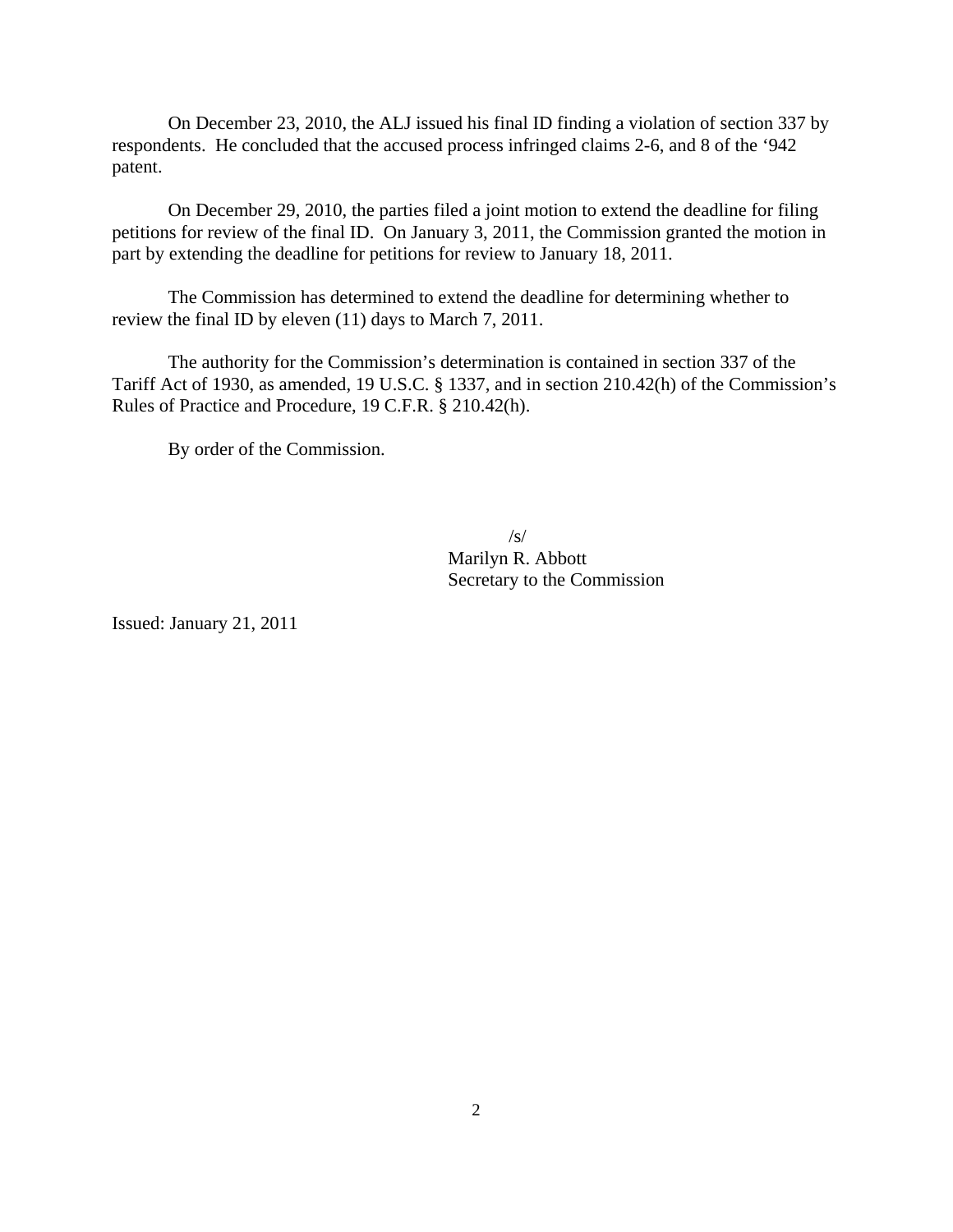On December 23, 2010, the ALJ issued his final ID finding a violation of section 337 by respondents. He concluded that the accused process infringed claims 2-6, and 8 of the '942 patent.

On December 29, 2010, the parties filed a joint motion to extend the deadline for filing petitions for review of the final ID. On January 3, 2011, the Commission granted the motion in part by extending the deadline for petitions for review to January 18, 2011.

The Commission has determined to extend the deadline for determining whether to review the final ID by eleven (11) days to March 7, 2011.

The authority for the Commission's determination is contained in section 337 of the Tariff Act of 1930, as amended, 19 U.S.C. § 1337, and in section 210.42(h) of the Commission's Rules of Practice and Procedure, 19 C.F.R. § 210.42(h).

By order of the Commission.

/s/
Marilyn R. Abbott
Secretary to the Commission

Issued: January 21, 2011